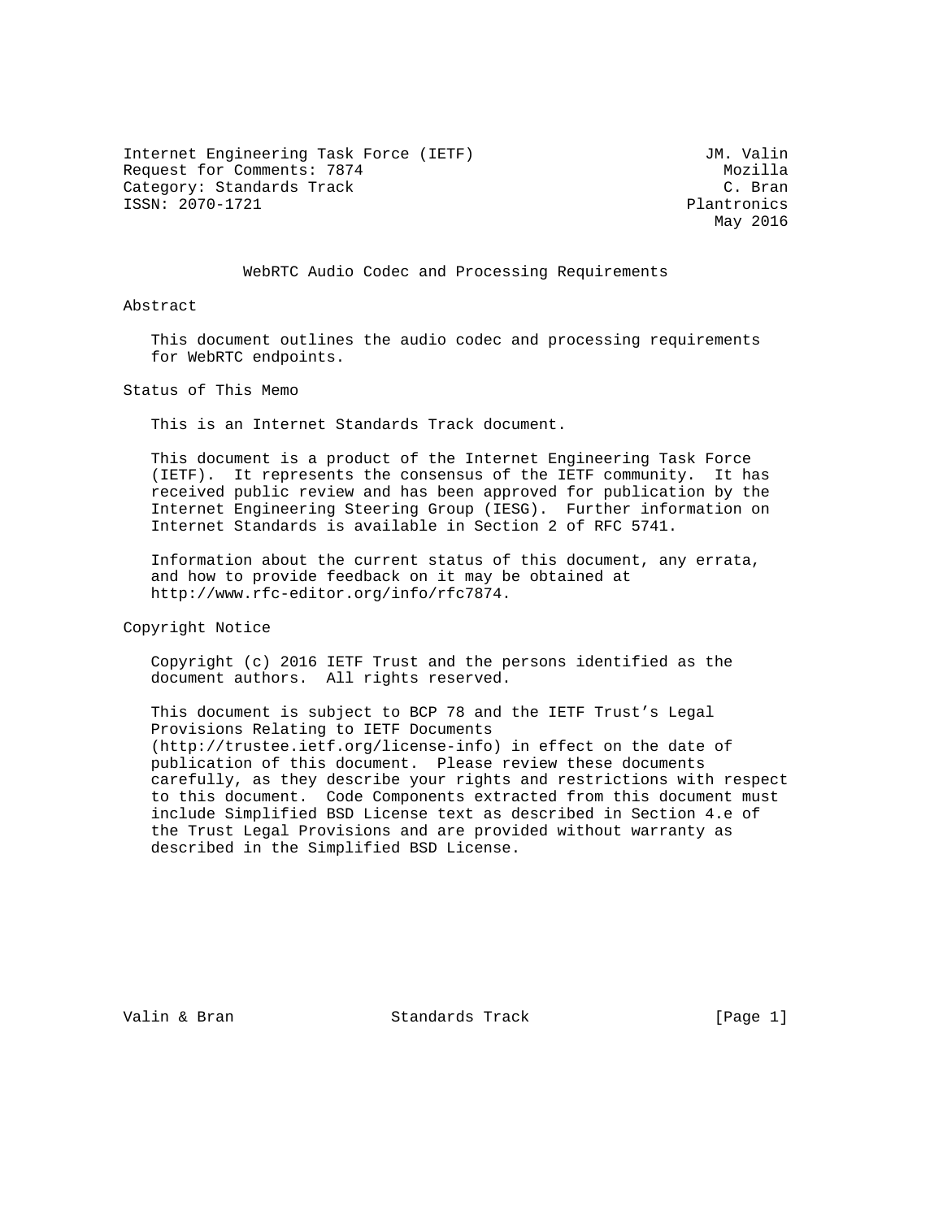Internet Engineering Task Force (IETF)  
Request for Comments: 7874  
Category: Standards Track  
ISSN: 2070-1721

JM. Valin  
Mozilla  
C. Bran  
Plantronics  
May 2016

# WebRTC Audio Codec and Processing Requirements

## Abstract

This document outlines the audio codec and processing requirements for WebRTC endpoints.

## Status of This Memo

This is an Internet Standards Track document.

This document is a product of the Internet Engineering Task Force (IETF). It represents the consensus of the IETF community. It has received public review and has been approved for publication by the Internet Engineering Steering Group (IESG). Further information on Internet Standards is available in Section 2 of RFC 5741.

Information about the current status of this document, any errata, and how to provide feedback on it may be obtained at http://www.rfc-editor.org/info/rfc7874.

## Copyright Notice

Copyright (c) 2016 IETF Trust and the persons identified as the document authors. All rights reserved.

This document is subject to BCP 78 and the IETF Trust's Legal Provisions Relating to IETF Documents (http://trustee.ietf.org/license-info) in effect on the date of publication of this document. Please review these documents carefully, as they describe your rights and restrictions with respect to this document. Code Components extracted from this document must include Simplified BSD License text as described in Section 4.e of the Trust Legal Provisions and are provided without warranty as described in the Simplified BSD License.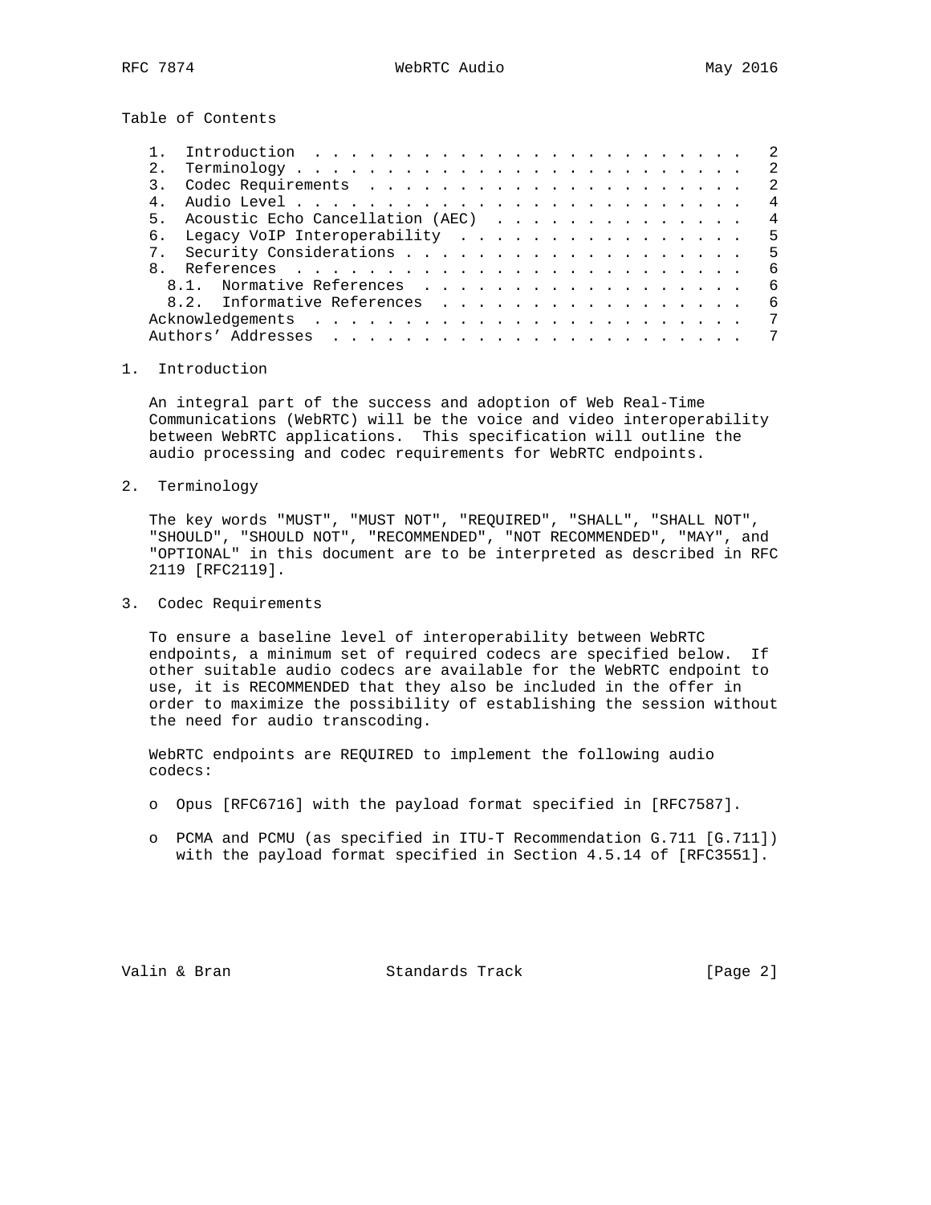Table of Contents

1. Introduction . . . . . . . . . . . . . . . . . . . . . . . . . 2
2. Terminology . . . . . . . . . . . . . . . . . . . . . . . . . 2
3. Codec Requirements . . . . . . . . . . . . . . . . . . . . . . 2
4. Audio Level . . . . . . . . . . . . . . . . . . . . . . . . . 4
5. Acoustic Echo Cancellation (AEC) . . . . . . . . . . . . . . . 4
6. Legacy VoIP Interoperability . . . . . . . . . . . . . . . . . 5
7. Security Considerations . . . . . . . . . . . . . . . . . . . 5
8. References . . . . . . . . . . . . . . . . . . . . . . . . . . 6
   8.1. Normative References . . . . . . . . . . . . . . . . . . 6
   8.2. Informative References . . . . . . . . . . . . . . . . . 6

Acknowledgements . . . . . . . . . . . . . . . . . . . . . . . . 7

Authors' Addresses . . . . . . . . . . . . . . . . . . . . . . . 7

# 1. Introduction

An integral part of the success and adoption of Web Real-Time Communications (WebRTC) will be the voice and video interoperability between WebRTC applications. This specification will outline the audio processing and codec requirements for WebRTC endpoints.

# 2. Terminology

The key words "MUST", "MUST NOT", "REQUIRED", "SHALL", "SHALL NOT", "SHOULD", "SHOULD NOT", "RECOMMENDED", "NOT RECOMMENDED", "MAY", and "OPTIONAL" in this document are to be interpreted as described in RFC 2119 [RFC2119].

# 3. Codec Requirements

To ensure a baseline level of interoperability between WebRTC endpoints, a minimum set of required codecs are specified below. If other suitable audio codecs are available for the WebRTC endpoint to use, it is RECOMMENDED that they also be included in the offer in order to maximize the possibility of establishing the session without the need for audio transcoding.

WebRTC endpoints are REQUIRED to implement the following audio codecs:

- Opus [RFC6716] with the payload format specified in [RFC7587].
- PCMA and PCMU (as specified in ITU-T Recommendation G.711 [G.711]) with the payload format specified in Section 4.5.14 of [RFC3551].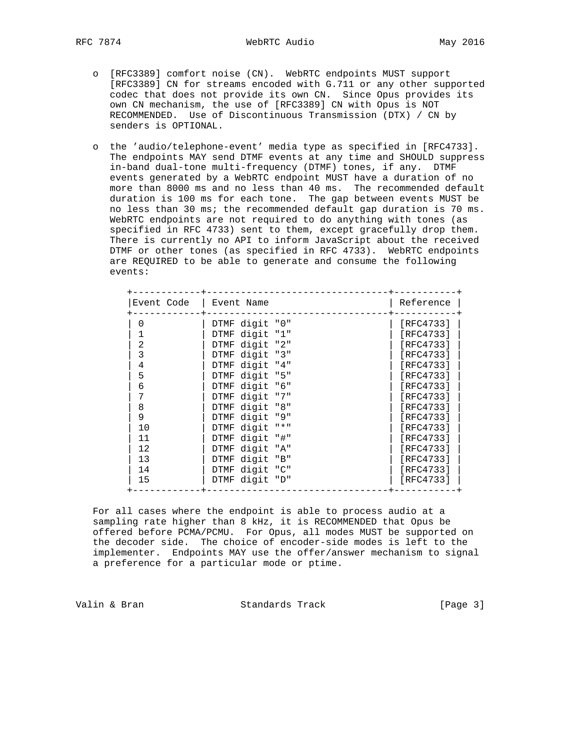- [RFC3389] comfort noise (CN). WebRTC endpoints MUST support [RFC3389] CN for streams encoded with G.711 or any other supported codec that does not provide its own CN. Since Opus provides its own CN mechanism, the use of [RFC3389] CN with Opus is NOT RECOMMENDED. Use of Discontinuous Transmission (DTX) / CN by senders is OPTIONAL.

- the 'audio/telephone-event' media type as specified in [RFC4733]. The endpoints MAY send DTMF events at any time and SHOULD suppress in-band dual-tone multi-frequency (DTMF) tones, if any. DTMF events generated by a WebRTC endpoint MUST have a duration of no more than 8000 ms and no less than 40 ms. The recommended default duration is 100 ms for each tone. The gap between events MUST be no less than 30 ms; the recommended default gap duration is 70 ms. WebRTC endpoints are not required to do anything with tones (as specified in RFC 4733) sent to them, except gracefully drop them. There is currently no API to inform JavaScript about the received DTMF or other tones (as specified in RFC 4733). WebRTC endpoints are REQUIRED to be able to generate and consume the following events:

| Event Code | Event Name | Reference |
|---|---|---|
| 0 | DTMF digit "0" | [RFC4733] |
| 1 | DTMF digit "1" | [RFC4733] |
| 2 | DTMF digit "2" | [RFC4733] |
| 3 | DTMF digit "3" | [RFC4733] |
| 4 | DTMF digit "4" | [RFC4733] |
| 5 | DTMF digit "5" | [RFC4733] |
| 6 | DTMF digit "6" | [RFC4733] |
| 7 | DTMF digit "7" | [RFC4733] |
| 8 | DTMF digit "8" | [RFC4733] |
| 9 | DTMF digit "9" | [RFC4733] |
| 10 | DTMF digit "*" | [RFC4733] |
| 11 | DTMF digit "#" | [RFC4733] |
| 12 | DTMF digit "A" | [RFC4733] |
| 13 | DTMF digit "B" | [RFC4733] |
| 14 | DTMF digit "C" | [RFC4733] |
| 15 | DTMF digit "D" | [RFC4733] |

For all cases where the endpoint is able to process audio at a sampling rate higher than 8 kHz, it is RECOMMENDED that Opus be offered before PCMA/PCMU. For Opus, all modes MUST be supported on the decoder side. The choice of encoder-side modes is left to the implementer. Endpoints MAY use the offer/answer mechanism to signal a preference for a particular mode or ptime.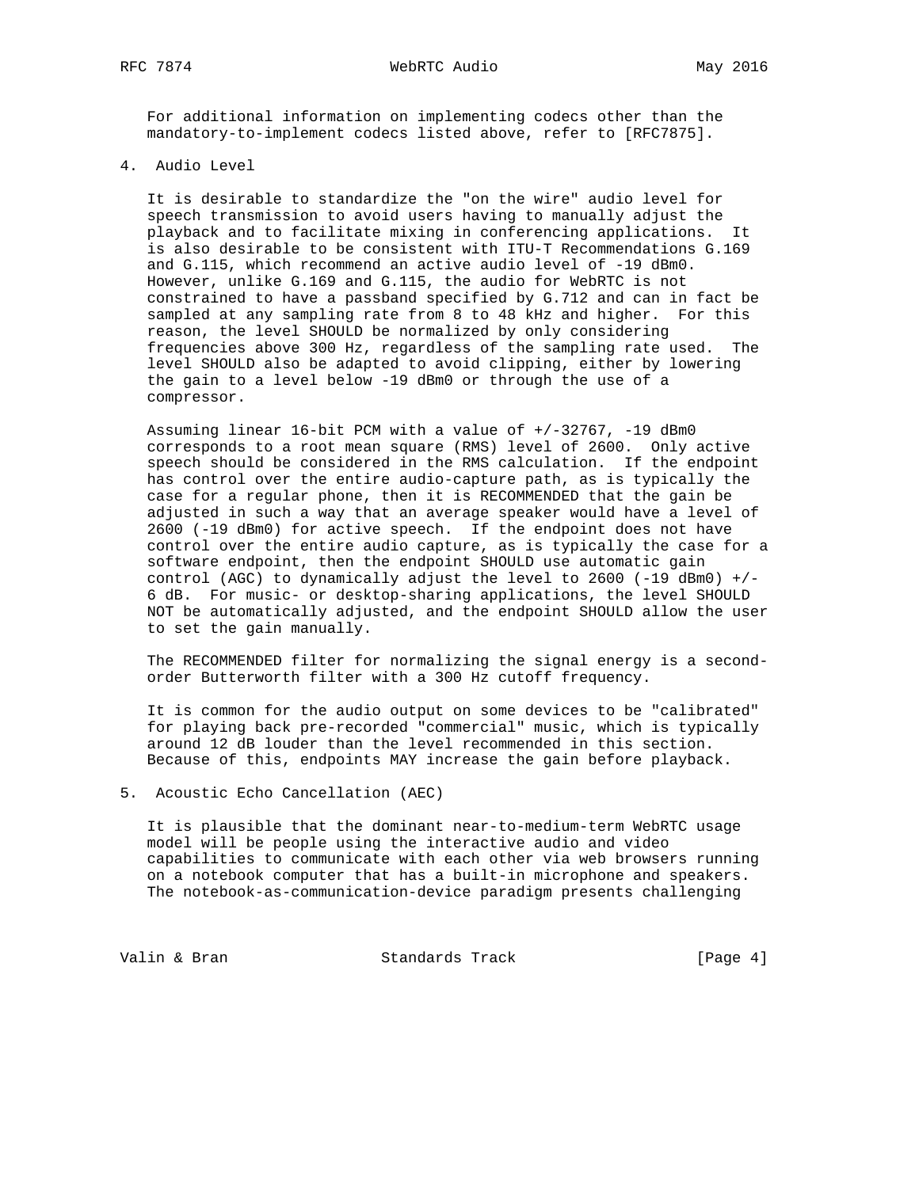For additional information on implementing codecs other than the mandatory-to-implement codecs listed above, refer to [RFC7875].

## 4. Audio Level

It is desirable to standardize the "on the wire" audio level for speech transmission to avoid users having to manually adjust the playback and to facilitate mixing in conferencing applications. It is also desirable to be consistent with ITU-T Recommendations G.169 and G.115, which recommend an active audio level of -19 dBm0. However, unlike G.169 and G.115, the audio for WebRTC is not constrained to have a passband specified by G.712 and can in fact be sampled at any sampling rate from 8 to 48 kHz and higher. For this reason, the level SHOULD be normalized by only considering frequencies above 300 Hz, regardless of the sampling rate used. The level SHOULD also be adapted to avoid clipping, either by lowering the gain to a level below -19 dBm0 or through the use of a compressor.

Assuming linear 16-bit PCM with a value of +/-32767, -19 dBm0 corresponds to a root mean square (RMS) level of 2600. Only active speech should be considered in the RMS calculation. If the endpoint has control over the entire audio-capture path, as is typically the case for a regular phone, then it is RECOMMENDED that the gain be adjusted in such a way that an average speaker would have a level of 2600 (-19 dBm0) for active speech. If the endpoint does not have control over the entire audio capture, as is typically the case for a software endpoint, then the endpoint SHOULD use automatic gain control (AGC) to dynamically adjust the level to 2600 (-19 dBm0) +/- 6 dB. For music- or desktop-sharing applications, the level SHOULD NOT be automatically adjusted, and the endpoint SHOULD allow the user to set the gain manually.

The RECOMMENDED filter for normalizing the signal energy is a second-order Butterworth filter with a 300 Hz cutoff frequency.

It is common for the audio output on some devices to be "calibrated" for playing back pre-recorded "commercial" music, which is typically around 12 dB louder than the level recommended in this section. Because of this, endpoints MAY increase the gain before playback.

## 5. Acoustic Echo Cancellation (AEC)

It is plausible that the dominant near-to-medium-term WebRTC usage model will be people using the interactive audio and video capabilities to communicate with each other via web browsers running on a notebook computer that has a built-in microphone and speakers. The notebook-as-communication-device paradigm presents challenging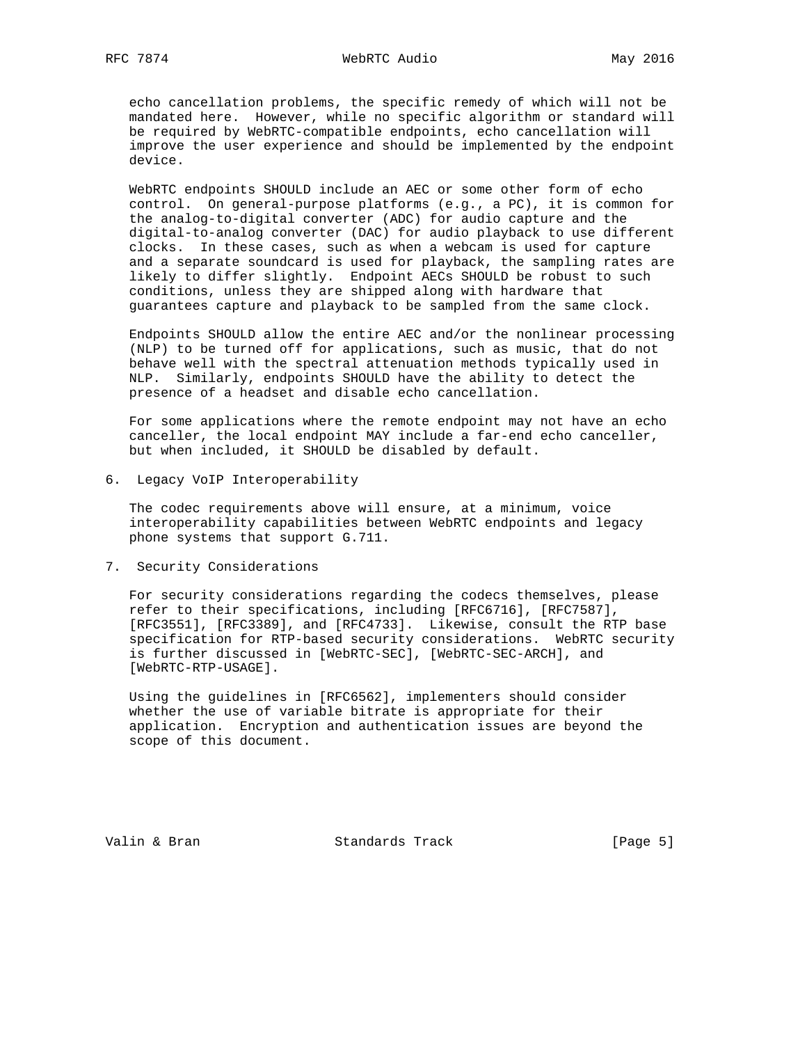echo cancellation problems, the specific remedy of which will not be mandated here. However, while no specific algorithm or standard will be required by WebRTC-compatible endpoints, echo cancellation will improve the user experience and should be implemented by the endpoint device.

WebRTC endpoints SHOULD include an AEC or some other form of echo control. On general-purpose platforms (e.g., a PC), it is common for the analog-to-digital converter (ADC) for audio capture and the digital-to-analog converter (DAC) for audio playback to use different clocks. In these cases, such as when a webcam is used for capture and a separate soundcard is used for playback, the sampling rates are likely to differ slightly. Endpoint AECs SHOULD be robust to such conditions, unless they are shipped along with hardware that guarantees capture and playback to be sampled from the same clock.

Endpoints SHOULD allow the entire AEC and/or the nonlinear processing (NLP) to be turned off for applications, such as music, that do not behave well with the spectral attenuation methods typically used in NLP. Similarly, endpoints SHOULD have the ability to detect the presence of a headset and disable echo cancellation.

For some applications where the remote endpoint may not have an echo canceller, the local endpoint MAY include a far-end echo canceller, but when included, it SHOULD be disabled by default.

## 6. Legacy VoIP Interoperability

The codec requirements above will ensure, at a minimum, voice interoperability capabilities between WebRTC endpoints and legacy phone systems that support G.711.

## 7. Security Considerations

For security considerations regarding the codecs themselves, please refer to their specifications, including [RFC6716], [RFC7587], [RFC3551], [RFC3389], and [RFC4733]. Likewise, consult the RTP base specification for RTP-based security considerations. WebRTC security is further discussed in [WebRTC-SEC], [WebRTC-SEC-ARCH], and [WebRTC-RTP-USAGE].

Using the guidelines in [RFC6562], implementers should consider whether the use of variable bitrate is appropriate for their application. Encryption and authentication issues are beyond the scope of this document.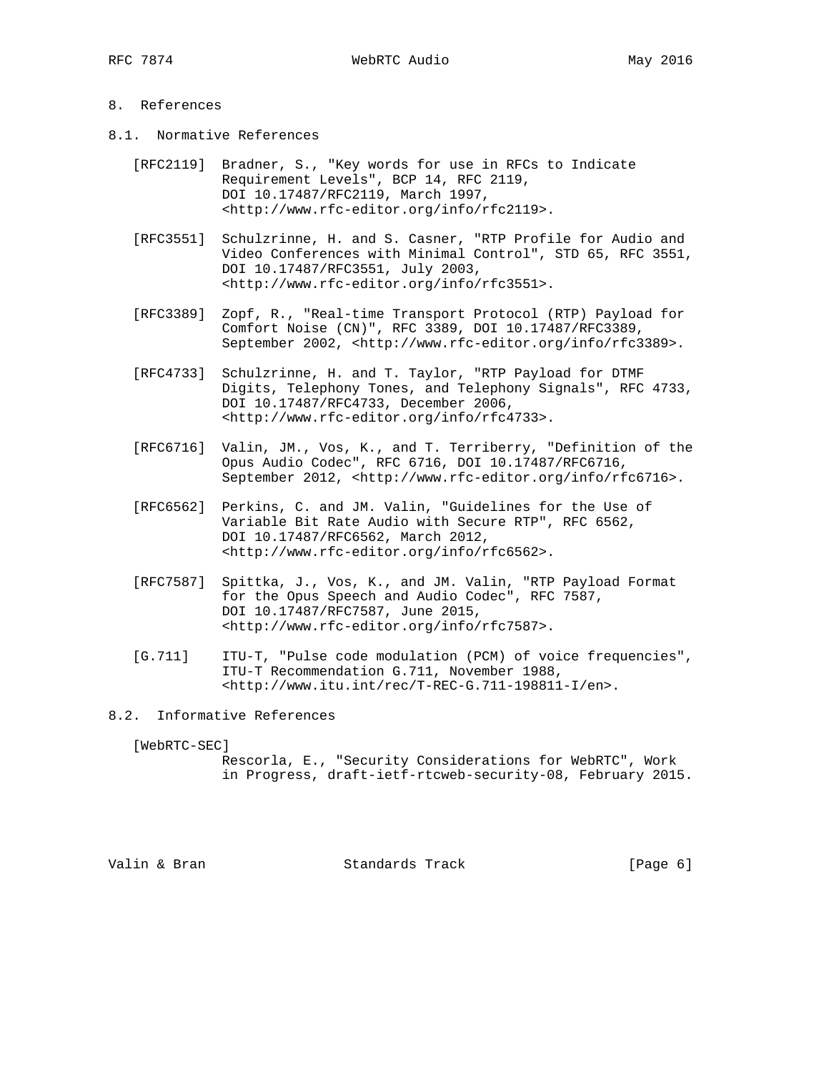# 8. References

## 8.1. Normative References

[RFC2119] Bradner, S., "Key words for use in RFCs to Indicate Requirement Levels", BCP 14, RFC 2119, DOI 10.17487/RFC2119, March 1997, <http://www.rfc-editor.org/info/rfc2119>.

[RFC3551] Schulzrinne, H. and S. Casner, "RTP Profile for Audio and Video Conferences with Minimal Control", STD 65, RFC 3551, DOI 10.17487/RFC3551, July 2003, <http://www.rfc-editor.org/info/rfc3551>.

[RFC3389] Zopf, R., "Real-time Transport Protocol (RTP) Payload for Comfort Noise (CN)", RFC 3389, DOI 10.17487/RFC3389, September 2002, <http://www.rfc-editor.org/info/rfc3389>.

[RFC4733] Schulzrinne, H. and T. Taylor, "RTP Payload for DTMF Digits, Telephony Tones, and Telephony Signals", RFC 4733, DOI 10.17487/RFC4733, December 2006, <http://www.rfc-editor.org/info/rfc4733>.

[RFC6716] Valin, JM., Vos, K., and T. Terriberry, "Definition of the Opus Audio Codec", RFC 6716, DOI 10.17487/RFC6716, September 2012, <http://www.rfc-editor.org/info/rfc6716>.

[RFC6562] Perkins, C. and JM. Valin, "Guidelines for the Use of Variable Bit Rate Audio with Secure RTP", RFC 6562, DOI 10.17487/RFC6562, March 2012, <http://www.rfc-editor.org/info/rfc6562>.

[RFC7587] Spittka, J., Vos, K., and JM. Valin, "RTP Payload Format for the Opus Speech and Audio Codec", RFC 7587, DOI 10.17487/RFC7587, June 2015, <http://www.rfc-editor.org/info/rfc7587>.

[G.711] ITU-T, "Pulse code modulation (PCM) of voice frequencies", ITU-T Recommendation G.711, November 1988, <http://www.itu.int/rec/T-REC-G.711-198811-I/en>.

## 8.2. Informative References

[WebRTC-SEC] Rescorla, E., "Security Considerations for WebRTC", Work in Progress, draft-ietf-rtcweb-security-08, February 2015.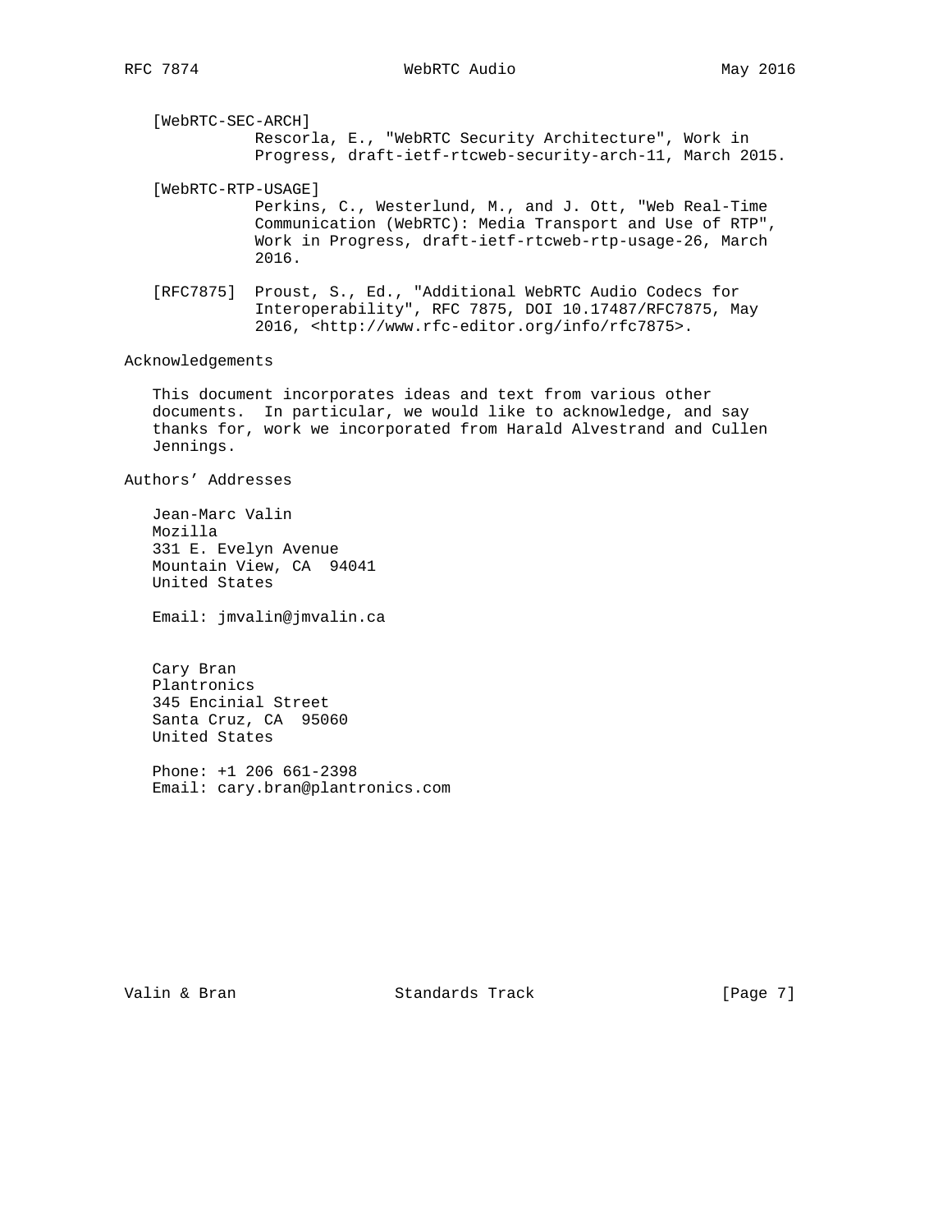[WebRTC-SEC-ARCH]
Rescorla, E., "WebRTC Security Architecture", Work in Progress, draft-ietf-rtcweb-security-arch-11, March 2015.

[WebRTC-RTP-USAGE]
Perkins, C., Westerlund, M., and J. Ott, "Web Real-Time Communication (WebRTC): Media Transport and Use of RTP", Work in Progress, draft-ietf-rtcweb-rtp-usage-26, March 2016.

[RFC7875] Proust, S., Ed., "Additional WebRTC Audio Codecs for Interoperability", RFC 7875, DOI 10.17487/RFC7875, May 2016, <http://www.rfc-editor.org/info/rfc7875>.

# Acknowledgements

This document incorporates ideas and text from various other documents. In particular, we would like to acknowledge, and say thanks for, work we incorporated from Harald Alvestrand and Cullen Jennings.

# Authors' Addresses

Jean-Marc Valin
Mozilla
331 E. Evelyn Avenue
Mountain View, CA 94041
United States

Email: jmvalin@jmvalin.ca

Cary Bran
Plantronics
345 Encinial Street
Santa Cruz, CA 95060
United States

Phone: +1 206 661-2398
Email: cary.bran@plantronics.com